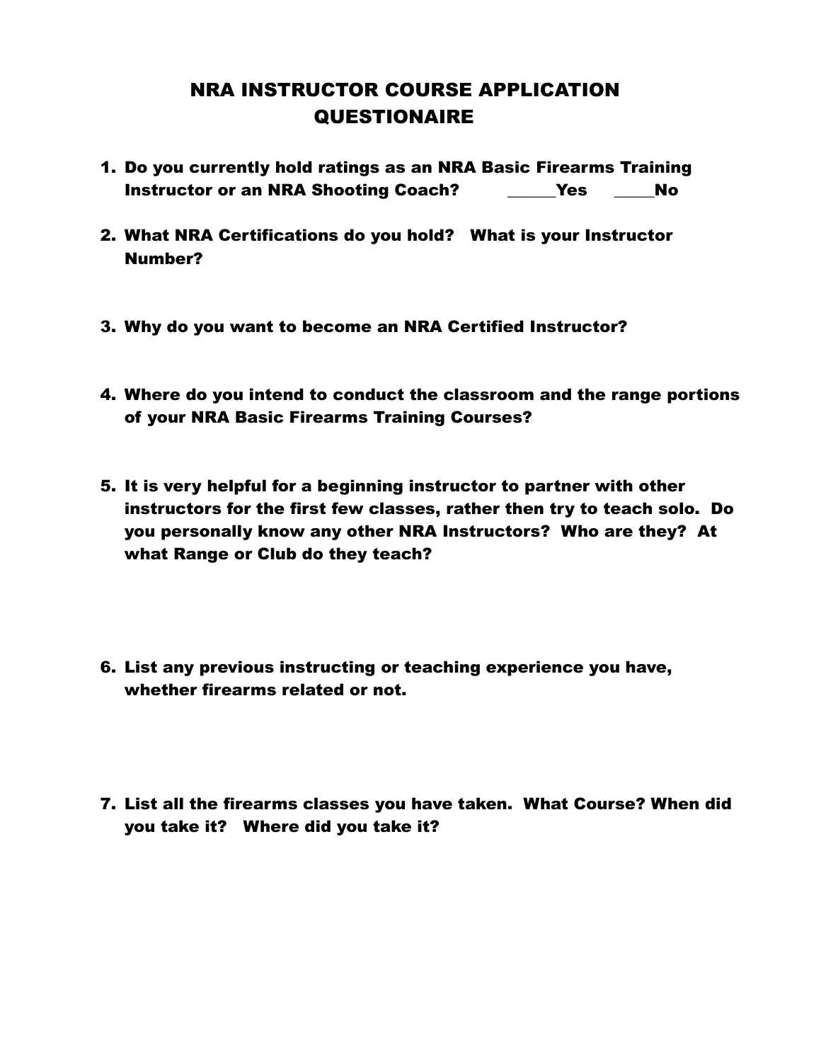# NRA INSTRUCTOR COURSE APPLICATION QUESTIONAIRE

1. **Do you currently hold ratings as an NRA Basic Firearms Training Instructor or an NRA Shooting Coach? \_\_\_\_\_\_Yes \_\_\_\_\_No**

2. **What NRA Certifications do you hold? What is your Instructor Number?**

3. **Why do you want to become an NRA Certified Instructor?**

4. **Where do you intend to conduct the classroom and the range portions of your NRA Basic Firearms Training Courses?**

5. **It is very helpful for a beginning instructor to partner with other instructors for the first few classes, rather then try to teach solo. Do you personally know any other NRA Instructors? Who are they? At what Range or Club do they teach?**

6. **List any previous instructing or teaching experience you have, whether firearms related or not.**

7. **List all the firearms classes you have taken. What Course? When did you take it? Where did you take it?**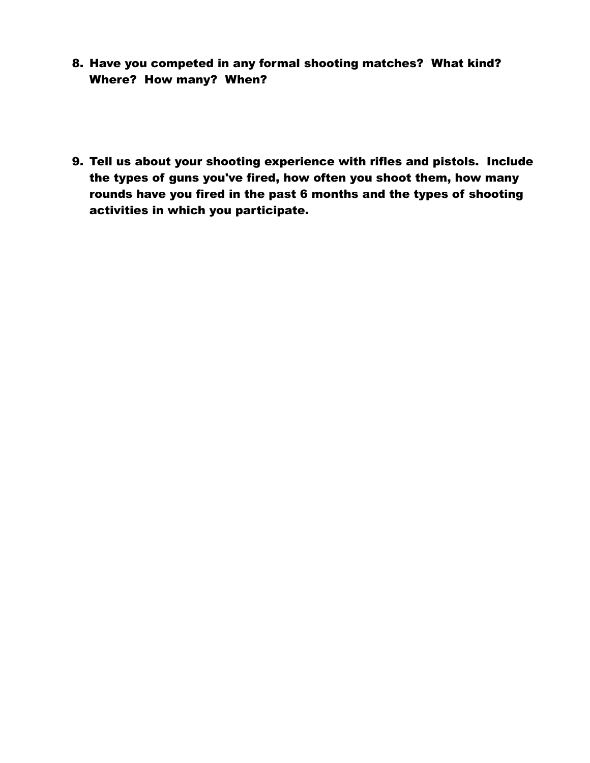8. **Have you competed in any formal shooting matches? What kind? Where? How many? When?**

9. **Tell us about your shooting experience with rifles and pistols. Include the types of guns you've fired, how often you shoot them, how many rounds have you fired in the past 6 months and the types of shooting activities in which you participate.**